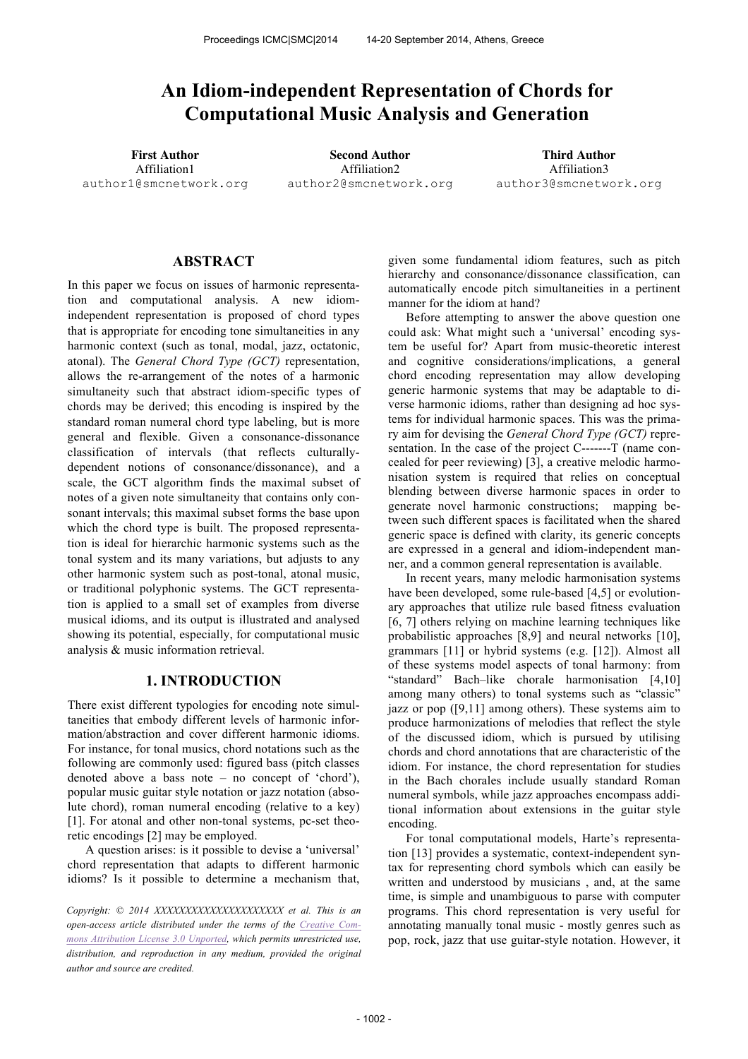# An Idiom-independent Representation of Chords for Computational Music Analysis and Generation

**First Author**
Affiliation1
author1@smcnetwork.org

**Second Author**
Affiliation2
author2@smcnetwork.org

**Third Author**
Affiliation3
author3@smcnetwork.org

## ABSTRACT

In this paper we focus on issues of harmonic representation and computational analysis. A new idiom-independent representation is proposed of chord types that is appropriate for encoding tone simultaneities in any harmonic context (such as tonal, modal, jazz, octatonic, atonal). The *General Chord Type (GCT)* representation, allows the re-arrangement of the notes of a harmonic simultaneity such that abstract idiom-specific types of chords may be derived; this encoding is inspired by the standard roman numeral chord type labeling, but is more general and flexible. Given a consonance-dissonance classification of intervals (that reflects culturally-dependent notions of consonance/dissonance), and a scale, the GCT algorithm finds the maximal subset of notes of a given note simultaneity that contains only consonant intervals; this maximal subset forms the base upon which the chord type is built. The proposed representation is ideal for hierarchic harmonic systems such as the tonal system and its many variations, but adjusts to any other harmonic system such as post-tonal, atonal music, or traditional polyphonic systems. The GCT representation is applied to a small set of examples from diverse musical idioms, and its output is illustrated and analysed showing its potential, especially, for computational music analysis & music information retrieval.

## 1. INTRODUCTION

There exist different typologies for encoding note simultaneities that embody different levels of harmonic information/abstraction and cover different harmonic idioms. For instance, for tonal musics, chord notations such as the following are commonly used: figured bass (pitch classes denoted above a bass note – no concept of 'chord'), popular music guitar style notation or jazz notation (absolute chord), roman numeral encoding (relative to a key) [1]. For atonal and other non-tonal systems, pc-set theoretic encodings [2] may be employed.

A question arises: is it possible to devise a 'universal' chord representation that adapts to different harmonic idioms? Is it possible to determine a mechanism that, given some fundamental idiom features, such as pitch hierarchy and consonance/dissonance classification, can automatically encode pitch simultaneities in a pertinent manner for the idiom at hand?

Before attempting to answer the above question one could ask: What might such a 'universal' encoding system be useful for? Apart from music-theoretic interest and cognitive considerations/implications, a general chord encoding representation may allow developing generic harmonic systems that may be adaptable to diverse harmonic idioms, rather than designing ad hoc systems for individual harmonic spaces. This was the primary aim for devising the *General Chord Type (GCT)* representation. In the case of the project C-------T (name concealed for peer reviewing) [3], a creative melodic harmonisation system is required that relies on conceptual blending between diverse harmonic spaces in order to generate novel harmonic constructions; mapping between such different spaces is facilitated when the shared generic space is defined with clarity, its generic concepts are expressed in a general and idiom-independent manner, and a common general representation is available.

In recent years, many melodic harmonisation systems have been developed, some rule-based [4,5] or evolutionary approaches that utilize rule based fitness evaluation [6, 7] others relying on machine learning techniques like probabilistic approaches [8,9] and neural networks [10], grammars [11] or hybrid systems (e.g. [12]). Almost all of these systems model aspects of tonal harmony: from "standard" Bach–like chorale harmonisation [4,10] among many others) to tonal systems such as "classic" jazz or pop ([9,11] among others). These systems aim to produce harmonizations of melodies that reflect the style of the discussed idiom, which is pursued by utilising chords and chord annotations that are characteristic of the idiom. For instance, the chord representation for studies in the Bach chorales include usually standard Roman numeral symbols, while jazz approaches encompass additional information about extensions in the guitar style encoding.

For tonal computational models, Harte's representation [13] provides a systematic, context-independent syntax for representing chord symbols which can easily be written and understood by musicians , and, at the same time, is simple and unambiguous to parse with computer programs. This chord representation is very useful for annotating manually tonal music - mostly genres such as pop, rock, jazz that use guitar-style notation. However, it

*Copyright: © 2014 XXXXXXXXXXXXXXXXXXXXX et al. This is an open-access article distributed under the terms of the Creative Commons Attribution License 3.0 Unported, which permits unrestricted use, distribution, and reproduction in any medium, provided the original author and source are credited.*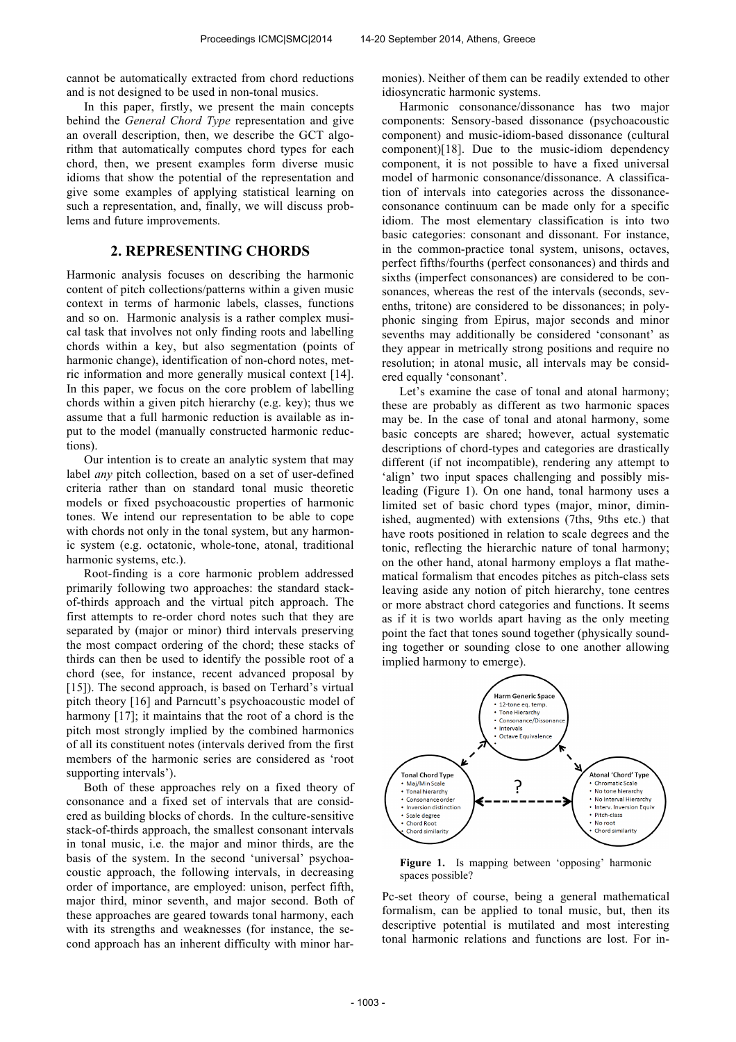cannot be automatically extracted from chord reductions and is not designed to be used in non-tonal musics.

In this paper, firstly, we present the main concepts behind the *General Chord Type* representation and give an overall description, then, we describe the GCT algorithm that automatically computes chord types for each chord, then, we present examples form diverse music idioms that show the potential of the representation and give some examples of applying statistical learning on such a representation, and, finally, we will discuss problems and future improvements.

## 2. REPRESENTING CHORDS

Harmonic analysis focuses on describing the harmonic content of pitch collections/patterns within a given music context in terms of harmonic labels, classes, functions and so on. Harmonic analysis is a rather complex musical task that involves not only finding roots and labelling chords within a key, but also segmentation (points of harmonic change), identification of non-chord notes, metric information and more generally musical context [14]. In this paper, we focus on the core problem of labelling chords within a given pitch hierarchy (e.g. key); thus we assume that a full harmonic reduction is available as input to the model (manually constructed harmonic reductions).

Our intention is to create an analytic system that may label *any* pitch collection, based on a set of user-defined criteria rather than on standard tonal music theoretic models or fixed psychoacoustic properties of harmonic tones. We intend our representation to be able to cope with chords not only in the tonal system, but any harmonic system (e.g. octatonic, whole-tone, atonal, traditional harmonic systems, etc.).

Root-finding is a core harmonic problem addressed primarily following two approaches: the standard stack-of-thirds approach and the virtual pitch approach. The first attempts to re-order chord notes such that they are separated by (major or minor) third intervals preserving the most compact ordering of the chord; these stacks of thirds can then be used to identify the possible root of a chord (see, for instance, recent advanced proposal by [15]). The second approach, is based on Terhard's virtual pitch theory [16] and Parncutt's psychoacoustic model of harmony [17]; it maintains that the root of a chord is the pitch most strongly implied by the combined harmonics of all its constituent notes (intervals derived from the first members of the harmonic series are considered as 'root supporting intervals').

Both of these approaches rely on a fixed theory of consonance and a fixed set of intervals that are considered as building blocks of chords. In the culture-sensitive stack-of-thirds approach, the smallest consonant intervals in tonal music, i.e. the major and minor thirds, are the basis of the system. In the second 'universal' psychoacoustic approach, the following intervals, in decreasing order of importance, are employed: unison, perfect fifth, major third, minor seventh, and major second. Both of these approaches are geared towards tonal harmony, each with its strengths and weaknesses (for instance, the second approach has an inherent difficulty with minor harmonies). Neither of them can be readily extended to other idiosyncratic harmonic systems.

Harmonic consonance/dissonance has two major components: Sensory-based dissonance (psychoacoustic component) and music-idiom-based dissonance (cultural component)[18]. Due to the music-idiom dependency component, it is not possible to have a fixed universal model of harmonic consonance/dissonance. A classification of intervals into categories across the dissonance-consonance continuum can be made only for a specific idiom. The most elementary classification is into two basic categories: consonant and dissonant. For instance, in the common-practice tonal system, unisons, octaves, perfect fifths/fourths (perfect consonances) and thirds and sixths (imperfect consonances) are considered to be consonances, whereas the rest of the intervals (seconds, sevenths, tritone) are considered to be dissonances; in polyphonic singing from Epirus, major seconds and minor sevenths may additionally be considered 'consonant' as they appear in metrically strong positions and require no resolution; in atonal music, all intervals may be considered equally 'consonant'.

Let's examine the case of tonal and atonal harmony; these are probably as different as two harmonic spaces may be. In the case of tonal and atonal harmony, some basic concepts are shared; however, actual systematic descriptions of chord-types and categories are drastically different (if not incompatible), rendering any attempt to 'align' two input spaces challenging and possibly misleading (Figure 1). On one hand, tonal harmony uses a limited set of basic chord types (major, minor, diminished, augmented) with extensions (7ths, 9ths etc.) that have roots positioned in relation to scale degrees and the tonic, reflecting the hierarchic nature of tonal harmony; on the other hand, atonal harmony employs a flat mathematical formalism that encodes pitches as pitch-class sets leaving aside any notion of pitch hierarchy, tone centres or more abstract chord categories and functions. It seems as if it is two worlds apart having as the only meeting point the fact that tones sound together (physically sounding together or sounding close to one another allowing implied harmony to emerge).

**Figure 1.** Is mapping between 'opposing' harmonic spaces possible?

Pc-set theory of course, being a general mathematical formalism, can be applied to tonal music, but, then its descriptive potential is mutilated and most interesting tonal harmonic relations and functions are lost. For in-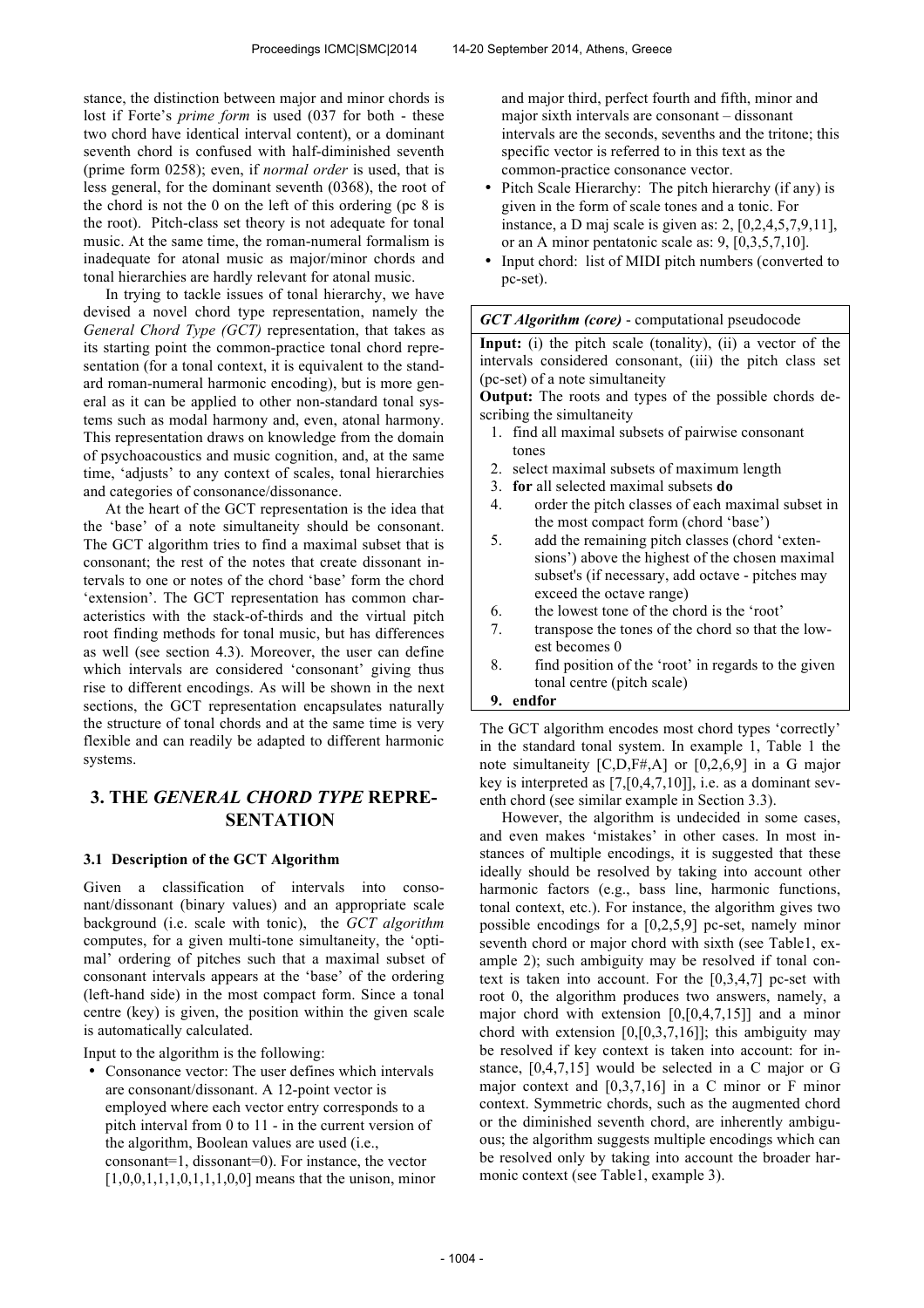stance, the distinction between major and minor chords is lost if Forte's *prime form* is used (037 for both - these two chord have identical interval content), or a dominant seventh chord is confused with half-diminished seventh (prime form 0258); even, if *normal order* is used, that is less general, for the dominant seventh (0368), the root of the chord is not the 0 on the left of this ordering (pc 8 is the root). Pitch-class set theory is not adequate for tonal music. At the same time, the roman-numeral formalism is inadequate for atonal music as major/minor chords and tonal hierarchies are hardly relevant for atonal music.

In trying to tackle issues of tonal hierarchy, we have devised a novel chord type representation, namely the *General Chord Type (GCT)* representation, that takes as its starting point the common-practice tonal chord representation (for a tonal context, it is equivalent to the standard roman-numeral harmonic encoding), but is more general as it can be applied to other non-standard tonal systems such as modal harmony and, even, atonal harmony. This representation draws on knowledge from the domain of psychoacoustics and music cognition, and, at the same time, 'adjusts' to any context of scales, tonal hierarchies and categories of consonance/dissonance.

At the heart of the GCT representation is the idea that the 'base' of a note simultaneity should be consonant. The GCT algorithm tries to find a maximal subset that is consonant; the rest of the notes that create dissonant intervals to one or notes of the chord 'base' form the chord 'extension'. The GCT representation has common characteristics with the stack-of-thirds and the virtual pitch root finding methods for tonal music, but has differences as well (see section 4.3). Moreover, the user can define which intervals are considered 'consonant' giving thus rise to different encodings. As will be shown in the next sections, the GCT representation encapsulates naturally the structure of tonal chords and at the same time is very flexible and can readily be adapted to different harmonic systems.

# 3. THE *GENERAL CHORD TYPE* REPRESENTATION

## 3.1 Description of the GCT Algorithm

Given a classification of intervals into consonant/dissonant (binary values) and an appropriate scale background (i.e. scale with tonic), the *GCT algorithm* computes, for a given multi-tone simultaneity, the 'optimal' ordering of pitches such that a maximal subset of consonant intervals appears at the 'base' of the ordering (left-hand side) in the most compact form. Since a tonal centre (key) is given, the position within the given scale is automatically calculated.

Input to the algorithm is the following:

- Consonance vector: The user defines which intervals are consonant/dissonant. A 12-point vector is employed where each vector entry corresponds to a pitch interval from 0 to 11 - in the current version of the algorithm, Boolean values are used (i.e., consonant=1, dissonant=0). For instance, the vector [1,0,0,1,1,1,0,1,1,1,0,0] means that the unison, minor and major third, perfect fourth and fifth, minor and major sixth intervals are consonant – dissonant intervals are the seconds, sevenths and the tritone; this specific vector is referred to in this text as the common-practice consonance vector.
- Pitch Scale Hierarchy: The pitch hierarchy (if any) is given in the form of scale tones and a tonic. For instance, a D maj scale is given as: 2, [0,2,4,5,7,9,11], or an A minor pentatonic scale as: 9, [0,3,5,7,10].
- Input chord: list of MIDI pitch numbers (converted to pc-set).

| *GCT Algorithm (core)* - computational pseudocode |
|---|
| **Input:** (i) the pitch scale (tonality), (ii) a vector of the intervals considered consonant, (iii) the pitch class set (pc-set) of a note simultaneity |
| **Output:** The roots and types of the possible chords describing the simultaneity |
| 1. find all maximal subsets of pairwise consonant tones |
| 2. select maximal subsets of maximum length |
| 3. **for** all selected maximal subsets **do** |
| 4. order the pitch classes of each maximal subset in the most compact form (chord 'base') |
| 5. add the remaining pitch classes (chord 'extensions') above the highest of the chosen maximal subset's (if necessary, add octave - pitches may exceed the octave range) |
| 6. the lowest tone of the chord is the 'root' |
| 7. transpose the tones of the chord so that the lowest becomes 0 |
| 8. find position of the 'root' in regards to the given tonal centre (pitch scale) |
| **9. endfor** |

The GCT algorithm encodes most chord types 'correctly' in the standard tonal system. In example 1, Table 1 the note simultaneity [C,D,F#,A] or [0,2,6,9] in a G major key is interpreted as [7,[0,4,7,10]], i.e. as a dominant seventh chord (see similar example in Section 3.3).

However, the algorithm is undecided in some cases, and even makes 'mistakes' in other cases. In most instances of multiple encodings, it is suggested that these ideally should be resolved by taking into account other harmonic factors (e.g., bass line, harmonic functions, tonal context, etc.). For instance, the algorithm gives two possible encodings for a [0,2,5,9] pc-set, namely minor seventh chord or major chord with sixth (see Table1, example 2); such ambiguity may be resolved if tonal context is taken into account. For the [0,3,4,7] pc-set with root 0, the algorithm produces two answers, namely, a major chord with extension [0,[0,4,7,15]] and a minor chord with extension [0,[0,3,7,16]]; this ambiguity may be resolved if key context is taken into account: for instance, [0,4,7,15] would be selected in a C major or G major context and [0,3,7,16] in a C minor or F minor context. Symmetric chords, such as the augmented chord or the diminished seventh chord, are inherently ambiguous; the algorithm suggests multiple encodings which can be resolved only by taking into account the broader harmonic context (see Table1, example 3).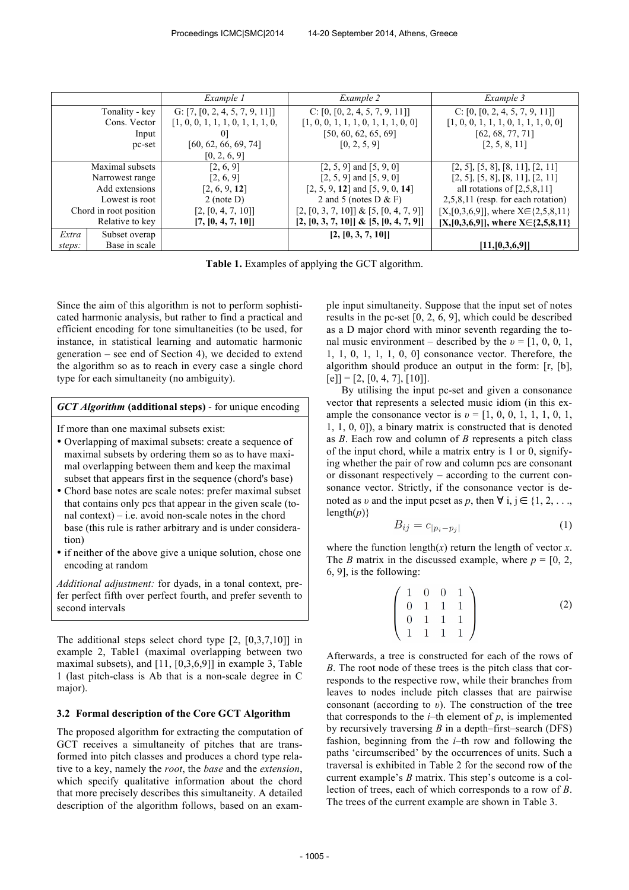| | | *Example 1* | *Example 2* | *Example 3* |
|---|---|---|---|---|
| | Tonality - key | G: [7, [0, 2, 4, 5, 7, 9, 11]] | C: [0, [0, 2, 4, 5, 7, 9, 11]] | C: [0, [0, 2, 4, 5, 7, 9, 11]] |
| | Cons. Vector | [1, 0, 0, 1, 1, 1, 0, 1, 1, 1, 0, 0] | [1, 0, 0, 1, 1, 1, 0, 1, 1, 1, 0, 0] | [1, 0, 0, 1, 1, 1, 0, 1, 1, 1, 0, 0] |
| | Input | [60, 62, 66, 69, 74] | [50, 60, 62, 65, 69] | [62, 68, 77, 71] |
| | pc-set | [0, 2, 6, 9] | [0, 2, 5, 9] | [2, 5, 8, 11] |
| | Maximal subsets | [2, 6, 9] | [2, 5, 9] and [5, 9, 0] | [2, 5], [5, 8], [8, 11], [2, 11] |
| | Narrowest range | [2, 6, 9] | [2, 5, 9] and [5, 9, 0] | [2, 5], [5, 8], [8, 11], [2, 11] |
| | Add extensions | [2, 6, 9, **12**] | [2, 5, 9, **12**] and [5, 9, 0, **14**] | all rotations of [2,5,8,11] |
| | Lowest is root | 2 (note D) | 2 and 5 (notes D & F) | 2,5,8,11 (resp. for each rotation) |
| | Chord in root position | [2, [0, 4, 7, 10]] | [2, [0, 3, 7, 10]] & [5, [0, 4, 7, 9]] | [X,[0,3,6,9]], where X∈{2,5,8,11} |
| | Relative to key | **[7, [0, 4, 7, 10]]** | **[2, [0, 3, 7, 10]] & [5, [0, 4, 7, 9]]** | **[X,[0,3,6,9]], where X∈{2,5,8,11}** |
| *Extra steps:* | Subset overap | | **[2, [0, 3, 7, 10]]** | |
| | Base in scale | | | **[11,[0,3,6,9]]** |

**Table 1.** Examples of applying the GCT algorithm.

Since the aim of this algorithm is not to perform sophisticated harmonic analysis, but rather to find a practical and efficient encoding for tone simultaneities (to be used, for instance, in statistical learning and automatic harmonic generation – see end of Section 4), we decided to extend the algorithm so as to reach in every case a single chord type for each simultaneity (no ambiguity).

> ***GCT Algorithm* (additional steps)** - for unique encoding
>
> If more than one maximal subsets exist:
>
> - Overlapping of maximal subsets: create a sequence of maximal subsets by ordering them so as to have maximal overlapping between them and keep the maximal subset that appears first in the sequence (chord's base)
> - Chord base notes are scale notes: prefer maximal subset that contains only pcs that appear in the given scale (tonal context) – i.e. avoid non-scale notes in the chord base (this rule is rather arbitrary and is under consideration)
> - if neither of the above give a unique solution, chose one encoding at random
>
> *Additional adjustment:* for dyads, in a tonal context, prefer perfect fifth over perfect fourth, and prefer seventh to second intervals

The additional steps select chord type [2, [0,3,7,10]] in example 2, Table1 (maximal overlapping between two maximal subsets), and [11, [0,3,6,9]] in example 3, Table 1 (last pitch-class is Ab that is a non-scale degree in C major).

### 3.2 Formal description of the Core GCT Algorithm

The proposed algorithm for extracting the computation of GCT receives a simultaneity of pitches that are transformed into pitch classes and produces a chord type relative to a key, namely the *root*, the *base* and the *extension*, which specify qualitative information about the chord that more precisely describes this simultaneity. A detailed description of the algorithm follows, based on an example input simultaneity. Suppose that the input set of notes results in the pc-set [0, 2, 6, 9], which could be described as a D major chord with minor seventh regarding the tonal music environment – described by the $\upsilon$ = [1, 0, 0, 1, 1, 1, 0, 1, 1, 1, 0, 0] consonance vector. Therefore, the algorithm should produce an output in the form: [r, [b], [e]] = [2, [0, 4, 7], [10]].

By utilising the input pc-set and given a consonance vector that represents a selected music idiom (in this example the consonance vector is $\upsilon$ = [1, 0, 0, 1, 1, 1, 0, 1, 1, 1, 0, 0]), a binary matrix is constructed that is denoted as $B$. Each row and column of $B$ represents a pitch class of the input chord, while a matrix entry is 1 or 0, signifying whether the pair of row and column pcs are consonant or dissonant respectively – according to the current consonance vector. Strictly, if the consonance vector is denoted as $\upsilon$ and the input pcset as $p$, then ∀ i, j ∈ {1, 2, . . ., length($p$)}

$$B_{ij} = c_{|p_i - p_j|} \tag{1}$$

where the function length($x$) return the length of vector $x$. The $B$ matrix in the discussed example, where $p$ = [0, 2, 6, 9], is the following:

$$\begin{pmatrix} 1 & 0 & 0 & 1 \\ 0 & 1 & 1 & 1 \\ 0 & 1 & 1 & 1 \\ 1 & 1 & 1 & 1 \end{pmatrix} \tag{2}$$

Afterwards, a tree is constructed for each of the rows of $B$. The root node of these trees is the pitch class that corresponds to the respective row, while their branches from leaves to nodes include pitch classes that are pairwise consonant (according to $\upsilon$). The construction of the tree that corresponds to the $i$–th element of $p$, is implemented by recursively traversing $B$ in a depth–first–search (DFS) fashion, beginning from the $i$–th row and following the paths 'circumscribed' by the occurrences of units. Such a traversal is exhibited in Table 2 for the second row of the current example's $B$ matrix. This step's outcome is a collection of trees, each of which corresponds to a row of $B$. The trees of the current example are shown in Table 3.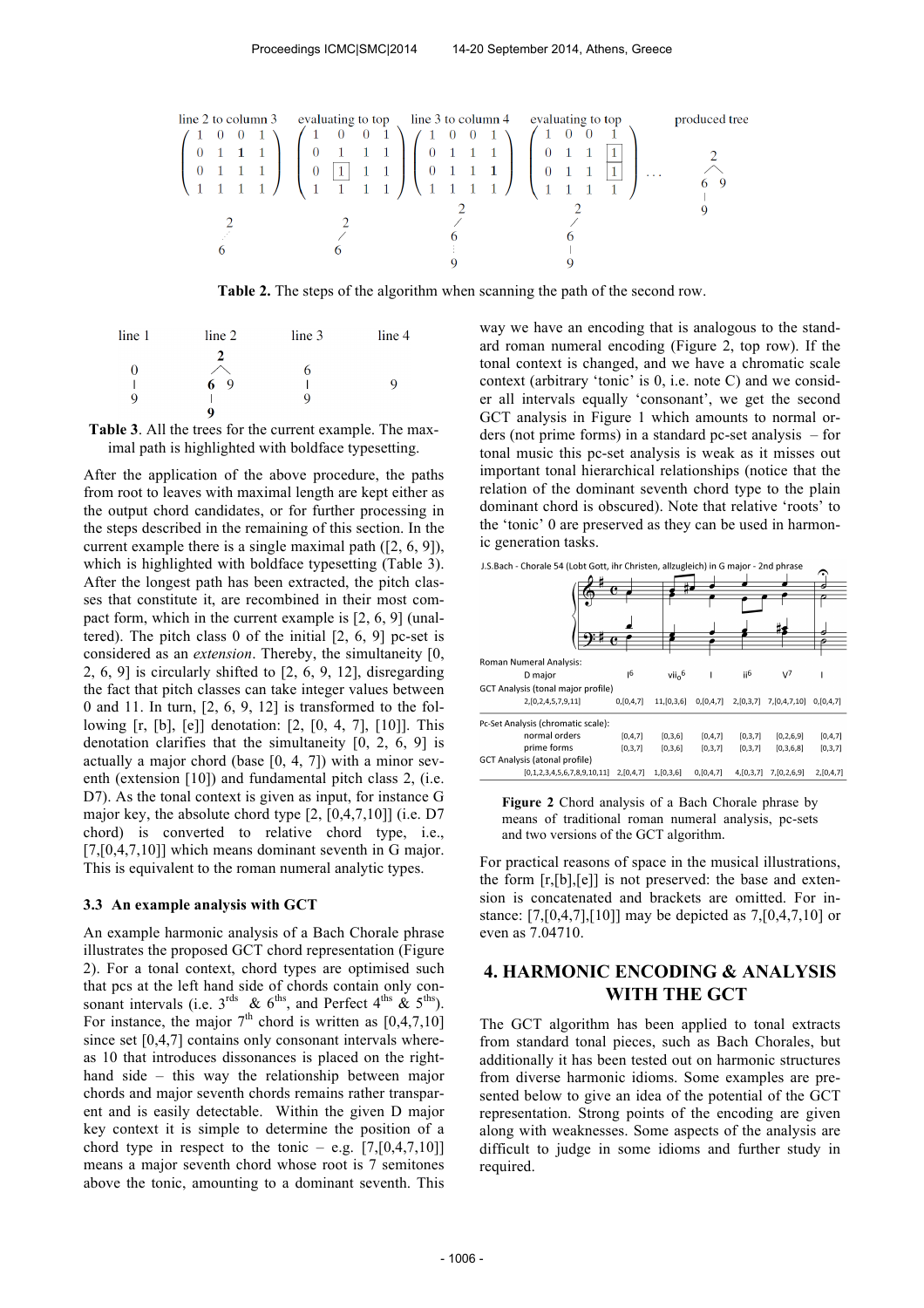| line 2 to column 3 | evaluating to top | line 3 to column 4 | evaluating to top | produced tree |
|---|---|---|---|---|
| 1 0 0 1<br>0 1 **1** 1<br>0 1 1 1<br>1 1 1 1 | 1 0 0 1<br>0 1 1 1<br>0 [1] 1 1<br>1 1 1 1 | 1 0 0 1<br>0 1 1 1<br>0 1 1 **1**<br>1 1 1 1 | 1 0 0 1<br>0 1 1 [1]<br>0 1 1 [1]<br>1 1 1 1 | ... |
| 2 – 6 | 2 – 6 | 2 – 6 – 9 | 2 – 6 – 9 | 2 → (6, 9); 6 – 9 |

**Table 2.** The steps of the algorithm when scanning the path of the second row.

| line 1 | line 2 | line 3 | line 4 |
|---|---|---|---|
| 0 – 9 | **2** → (**6**, 9); **6** – **9** | 6 – 9 | 9 |

**Table 3.** All the trees for the current example. The maximal path is highlighted with boldface typesetting.

After the application of the above procedure, the paths from root to leaves with maximal length are kept either as the output chord candidates, or for further processing in the steps described in the remaining of this section. In the current example there is a single maximal path ([2, 6, 9]), which is highlighted with boldface typesetting (Table 3). After the longest path has been extracted, the pitch classes that constitute it, are recombined in their most compact form, which in the current example is [2, 6, 9] (unaltered). The pitch class 0 of the initial [2, 6, 9] pc-set is considered as an *extension*. Thereby, the simultaneity [0, 2, 6, 9] is circularly shifted to [2, 6, 9, 12], disregarding the fact that pitch classes can take integer values between 0 and 11. In turn, [2, 6, 9, 12] is transformed to the following [r, [b], [e]] denotation: [2, [0, 4, 7], [10]]. This denotation clarifies that the simultaneity [0, 2, 6, 9] is actually a major chord (base [0, 4, 7]) with a minor seventh (extension [10]) and fundamental pitch class 2, (i.e. D7). As the tonal context is given as input, for instance G major key, the absolute chord type [2, [0,4,7,10]] (i.e. D7 chord) is converted to relative chord type, i.e., [7,[0,4,7,10]] which means dominant seventh in G major. This is equivalent to the roman numeral analytic types.

### 3.3 An example analysis with GCT

An example harmonic analysis of a Bach Chorale phrase illustrates the proposed GCT chord representation (Figure 2). For a tonal context, chord types are optimised such that pcs at the left hand side of chords contain only consonant intervals (i.e. 3[rds] & 6[ths], and Perfect 4[ths] & 5[ths]). For instance, the major 7[th] chord is written as [0,4,7,10] since set [0,4,7] contains only consonant intervals whereas 10 that introduces dissonances is placed on the right-hand side – this way the relationship between major chords and major seventh chords remains rather transparent and is easily detectable. Within the given D major key context it is simple to determine the position of a chord type in respect to the tonic – e.g. [7,[0,4,7,10]] means a major seventh chord whose root is 7 semitones above the tonic, amounting to a dominant seventh. This way we have an encoding that is analogous to the standard roman numeral encoding (Figure 2, top row). If the tonal context is changed, and we have a chromatic scale context (arbitrary 'tonic' is 0, i.e. note C) and we consider all intervals equally 'consonant', we get the second GCT analysis in Figure 1 which amounts to normal orders (not prime forms) in a standard pc-set analysis – for tonal music this pc-set analysis is weak as it misses out important tonal hierarchical relationships (notice that the relation of the dominant seventh chord type to the plain dominant chord is obscured). Note that relative 'roots' to the 'tonic' 0 are preserved as they can be used in harmonic generation tasks.

J.S.Bach - Chorale 54 (Lobt Gott, ihr Christen, allzugleich) in G major - 2nd phrase

| | | | | | | |
|---|---|---|---|---|---|---|
| **Roman Numeral Analysis:** | | | | | | |
| D major | I6 | $vii_o^6$ | I | ii6 | V7 | I |
| **GCT Analysis (tonal major profile)** | | | | | | |
| 2,[0,2,4,5,7,9,11] | 0,[0,4,7] | 11,[0,3,6] | 0,[0,4,7] | 2,[0,3,7] | 7,[0,4,7,10] | 0,[0,4,7] |
| **Pc-Set Analysis (chromatic scale):** | | | | | | |
| normal orders | [0,4,7] | [0,3,6] | [0,4,7] | [0,3,7] | [0,2,6,9] | [0,4,7] |
| prime forms | [0,3,7] | [0,3,6] | [0,3,7] | [0,3,7] | [0,3,6,8] | [0,3,7] |
| **GCT Analysis (atonal profile)** | | | | | | |
| [0,1,2,3,4,5,6,7,8,9,10,11] | 2,[0,4,7] | 1,[0,3,6] | 0,[0,4,7] | 4,[0,3,7] | 7,[0,2,6,9] | 2,[0,4,7] |

**Figure 2** Chord analysis of a Bach Chorale phrase by means of traditional roman numeral analysis, pc-sets and two versions of the GCT algorithm.

For practical reasons of space in the musical illustrations, the form [r,[b],[e]] is not preserved: the base and extension is concatenated and brackets are omitted. For instance: [7,[0,4,7],[10]] may be depicted as 7,[0,4,7,10] or even as 7.04710.

## 4. HARMONIC ENCODING & ANALYSIS WITH THE GCT

The GCT algorithm has been applied to tonal extracts from standard tonal pieces, such as Bach Chorales, but additionally it has been tested out on harmonic structures from diverse harmonic idioms. Some examples are presented below to give an idea of the potential of the GCT representation. Strong points of the encoding are given along with weaknesses. Some aspects of the analysis are difficult to judge in some idioms and further study in required.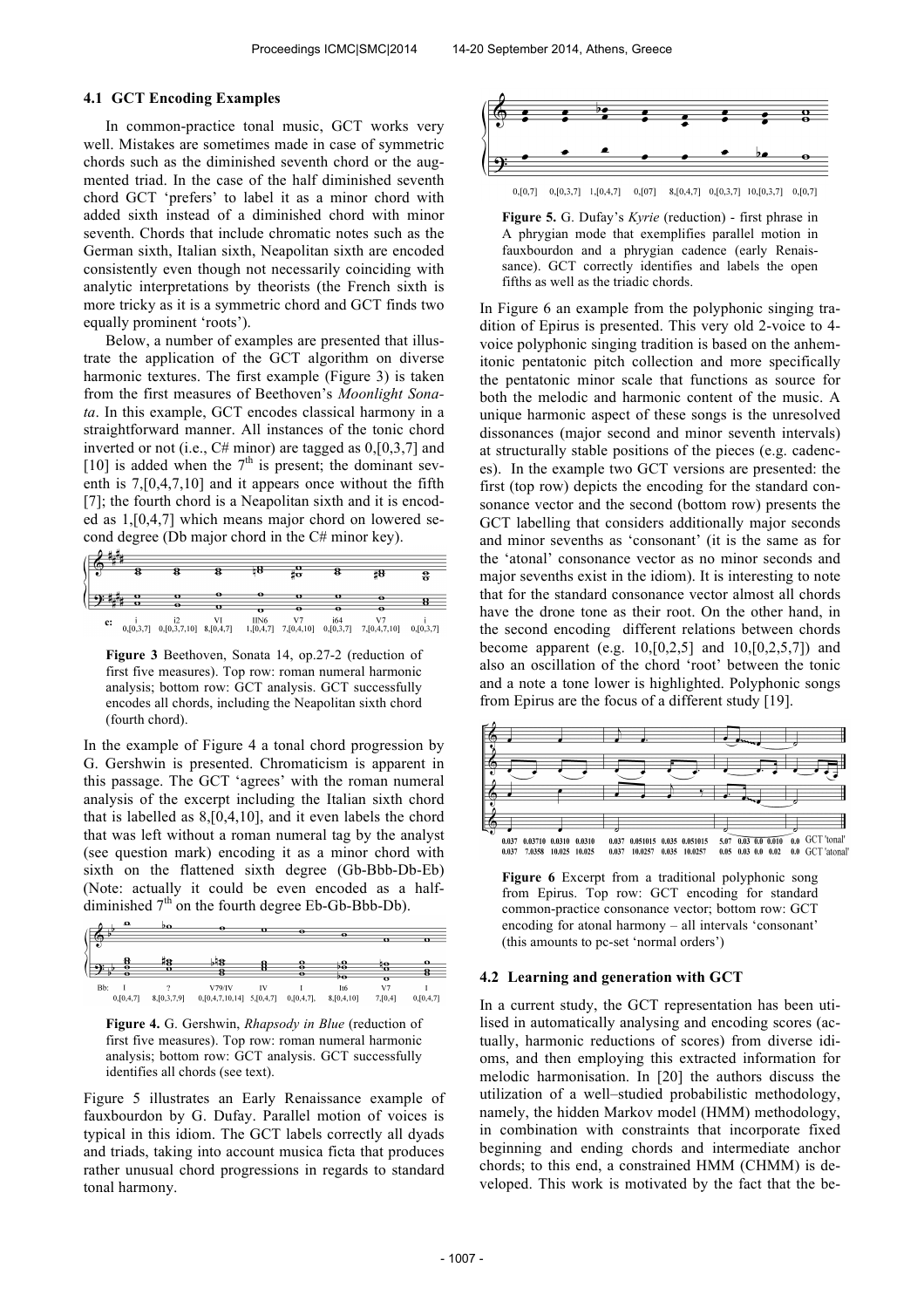### 4.1 GCT Encoding Examples

In common-practice tonal music, GCT works very well. Mistakes are sometimes made in case of symmetric chords such as the diminished seventh chord or the augmented triad. In the case of the half diminished seventh chord GCT 'prefers' to label it as a minor chord with added sixth instead of a diminished chord with minor seventh. Chords that include chromatic notes such as the German sixth, Italian sixth, Neapolitan sixth are encoded consistently even though not necessarily coinciding with analytic interpretations by theorists (the French sixth is more tricky as it is a symmetric chord and GCT finds two equally prominent 'roots').

Below, a number of examples are presented that illustrate the application of the GCT algorithm on diverse harmonic textures. The first example (Figure 3) is taken from the first measures of Beethoven's *Moonlight Sonata*. In this example, GCT encodes classical harmony in a straightforward manner. All instances of the tonic chord inverted or not (i.e., C# minor) are tagged as 0,[0,3,7] and [10] is added when the 7th is present; the dominant seventh is 7,[0,4,7,10] and it appears once without the fifth [7]; the fourth chord is a Neapolitan sixth and it is encoded as 1,[0,4,7] which means major chord on lowered second degree (Db major chord in the C# minor key).

**Figure 3** Beethoven, Sonata 14, op.27-2 (reduction of first five measures). Top row: roman numeral harmonic analysis; bottom row: GCT analysis. GCT successfully encodes all chords, including the Neapolitan sixth chord (fourth chord).

In the example of Figure 4 a tonal chord progression by G. Gershwin is presented. Chromaticism is apparent in this passage. The GCT 'agrees' with the roman numeral analysis of the excerpt including the Italian sixth chord that is labelled as 8,[0,4,10], and it even labels the chord that was left without a roman numeral tag by the analyst (see question mark) encoding it as a minor chord with sixth on the flattened sixth degree (Gb-Bbb-Db-Eb) (Note: actually it could be even encoded as a half-diminished 7th on the fourth degree Eb-Gb-Bbb-Db).

**Figure 4.** G. Gershwin, *Rhapsody in Blue* (reduction of first five measures). Top row: roman numeral harmonic analysis; bottom row: GCT analysis. GCT successfully identifies all chords (see text).

Figure 5 illustrates an Early Renaissance example of fauxbourdon by G. Dufay. Parallel motion of voices is typical in this idiom. The GCT labels correctly all dyads and triads, taking into account musica ficta that produces rather unusual chord progressions in regards to standard tonal harmony.

**Figure 5.** G. Dufay's *Kyrie* (reduction) - first phrase in A phrygian mode that exemplifies parallel motion in fauxbourdon and a phrygian cadence (early Renaissance). GCT correctly identifies and labels the open fifths as well as the triadic chords.

In Figure 6 an example from the polyphonic singing tradition of Epirus is presented. This very old 2-voice to 4-voice polyphonic singing tradition is based on the anhemitonic pentatonic pitch collection and more specifically the pentatonic minor scale that functions as source for both the melodic and harmonic content of the music. A unique harmonic aspect of these songs is the unresolved dissonances (major second and minor seventh intervals) at structurally stable positions of the pieces (e.g. cadences). In the example two GCT versions are presented: the first (top row) depicts the encoding for the standard consonance vector and the second (bottom row) presents the GCT labelling that considers additionally major seconds and minor sevenths as 'consonant' (it is the same as for the 'atonal' consonance vector as no minor seconds and major sevenths exist in the idiom). It is interesting to note that for the standard consonance vector almost all chords have the drone tone as their root. On the other hand, in the second encoding different relations between chords become apparent (e.g. 10,[0,2,5] and 10,[0,2,5,7]) and also an oscillation of the chord 'root' between the tonic and a note a tone lower is highlighted. Polyphonic songs from Epirus are the focus of a different study [19].

**Figure 6** Excerpt from a traditional polyphonic song from Epirus. Top row: GCT encoding for standard common-practice consonance vector; bottom row: GCT encoding for atonal harmony – all intervals 'consonant' (this amounts to pc-set 'normal orders')

### 4.2 Learning and generation with GCT

In a current study, the GCT representation has been utilised in automatically analysing and encoding scores (actually, harmonic reductions of scores) from diverse idioms, and then employing this extracted information for melodic harmonisation. In [20] the authors discuss the utilization of a well–studied probabilistic methodology, namely, the hidden Markov model (HMM) methodology, in combination with constraints that incorporate fixed beginning and ending chords and intermediate anchor chords; to this end, a constrained HMM (CHMM) is developed. This work is motivated by the fact that the be-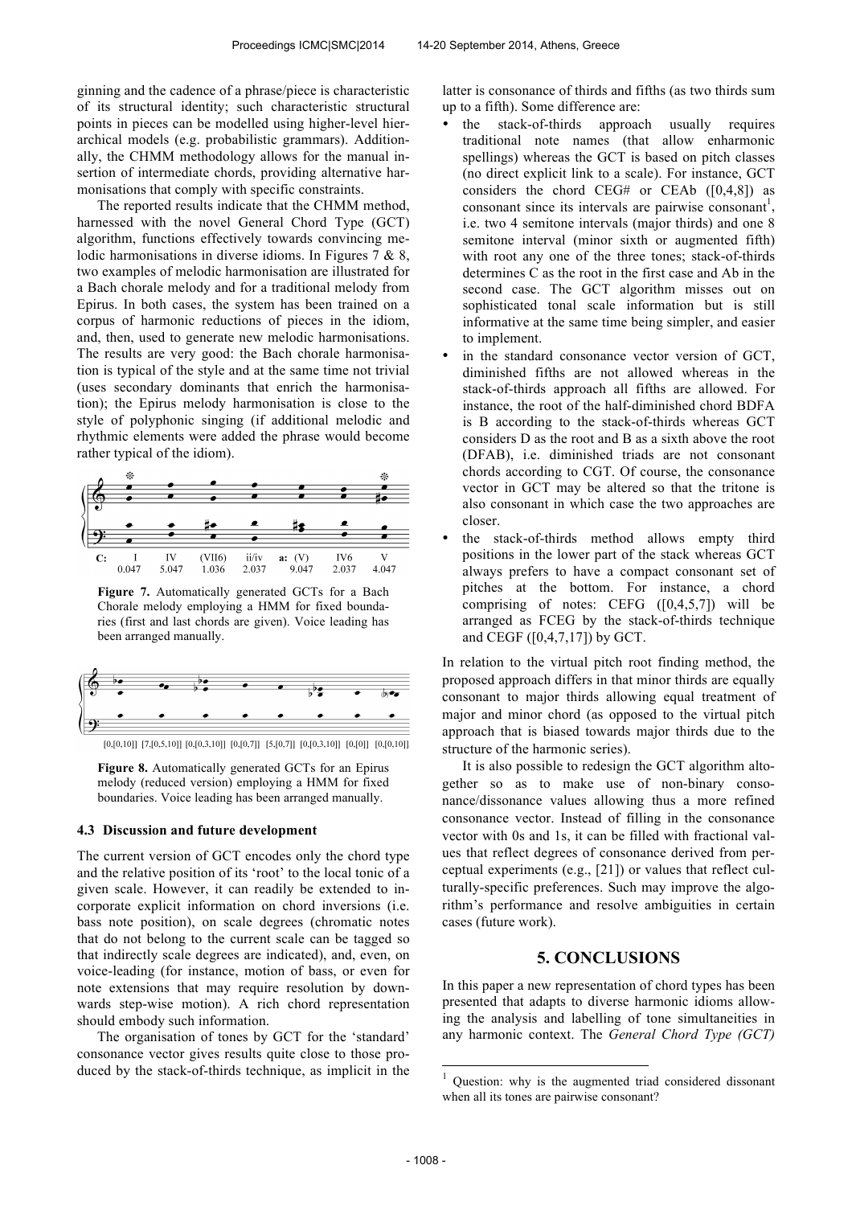ginning and the cadence of a phrase/piece is characteristic of its structural identity; such characteristic structural points in pieces can be modelled using higher-level hierarchical models (e.g. probabilistic grammars). Additionally, the CHMM methodology allows for the manual insertion of intermediate chords, providing alternative harmonisations that comply with specific constraints.

The reported results indicate that the CHMM method, harnessed with the novel General Chord Type (GCT) algorithm, functions effectively towards convincing melodic harmonisations in diverse idioms. In Figures 7 & 8, two examples of melodic harmonisation are illustrated for a Bach chorale melody and for a traditional melody from Epirus. In both cases, the system has been trained on a corpus of harmonic reductions of pieces in the idiom, and, then, used to generate new melodic harmonisations. The results are very good: the Bach chorale harmonisation is typical of the style and at the same time not trivial (uses secondary dominants that enrich the harmonisation); the Epirus melody harmonisation is close to the style of polyphonic singing (if additional melodic and rhythmic elements were added the phrase would become rather typical of the idiom).

C: I IV (VII6) ii/iv a: (V) IV6 V
0.047 5.047 1.036 2.037 9.047 2.037 4.047

**Figure 7.** Automatically generated GCTs for a Bach Chorale melody employing a HMM for fixed boundaries (first and last chords are given). Voice leading has been arranged manually.

[0,[0,10]] [7,[0,5,10]] [0,[0,3,10]] [0,[0,7]] [5,[0,7]] [0,[0,3,10]] [0,[0]] [0,[0,10]]

**Figure 8.** Automatically generated GCTs for an Epirus melody (reduced version) employing a HMM for fixed boundaries. Voice leading has been arranged manually.

### 4.3 Discussion and future development

The current version of GCT encodes only the chord type and the relative position of its 'root' to the local tonic of a given scale. However, it can readily be extended to incorporate explicit information on chord inversions (i.e. bass note position), on scale degrees (chromatic notes that do not belong to the current scale can be tagged so that indirectly scale degrees are indicated), and, even, on voice-leading (for instance, motion of bass, or even for note extensions that may require resolution by downwards step-wise motion). A rich chord representation should embody such information.

The organisation of tones by GCT for the 'standard' consonance vector gives results quite close to those produced by the stack-of-thirds technique, as implicit in the latter is consonance of thirds and fifths (as two thirds sum up to a fifth). Some difference are:

- the stack-of-thirds approach usually requires traditional note names (that allow enharmonic spellings) whereas the GCT is based on pitch classes (no direct explicit link to a scale). For instance, GCT considers the chord CEG# or CEAb ([0,4,8]) as consonant since its intervals are pairwise consonant[1], i.e. two 4 semitone intervals (major thirds) and one 8 semitone interval (minor sixth or augmented fifth) with root any one of the three tones; stack-of-thirds determines C as the root in the first case and Ab in the second case. The GCT algorithm misses out on sophisticated tonal scale information but is still informative at the same time being simpler, and easier to implement.
- in the standard consonance vector version of GCT, diminished fifths are not allowed whereas in the stack-of-thirds approach all fifths are allowed. For instance, the root of the half-diminished chord BDFA is B according to the stack-of-thirds whereas GCT considers D as the root and B as a sixth above the root (DFAB), i.e. diminished triads are not consonant chords according to CGT. Of course, the consonance vector in GCT may be altered so that the tritone is also consonant in which case the two approaches are closer.
- the stack-of-thirds method allows empty third positions in the lower part of the stack whereas GCT always prefers to have a compact consonant set of pitches at the bottom. For instance, a chord comprising of notes: CEFG ([0,4,5,7]) will be arranged as FCEG by the stack-of-thirds technique and CEGF ([0,4,7,17]) by GCT.

In relation to the virtual pitch root finding method, the proposed approach differs in that minor thirds are equally consonant to major thirds allowing equal treatment of major and minor chord (as opposed to the virtual pitch approach that is biased towards major thirds due to the structure of the harmonic series).

It is also possible to redesign the GCT algorithm altogether so as to make use of non-binary consonance/dissonance values allowing thus a more refined consonance vector. Instead of filling in the consonance vector with 0s and 1s, it can be filled with fractional values that reflect degrees of consonance derived from perceptual experiments (e.g., [21]) or values that reflect culturally-specific preferences. Such may improve the algorithm's performance and resolve ambiguities in certain cases (future work).

## 5. CONCLUSIONS

In this paper a new representation of chord types has been presented that adapts to diverse harmonic idioms allowing the analysis and labelling of tone simultaneities in any harmonic context. The *General Chord Type (GCT)*

[1] Question: why is the augmented triad considered dissonant when all its tones are pairwise consonant?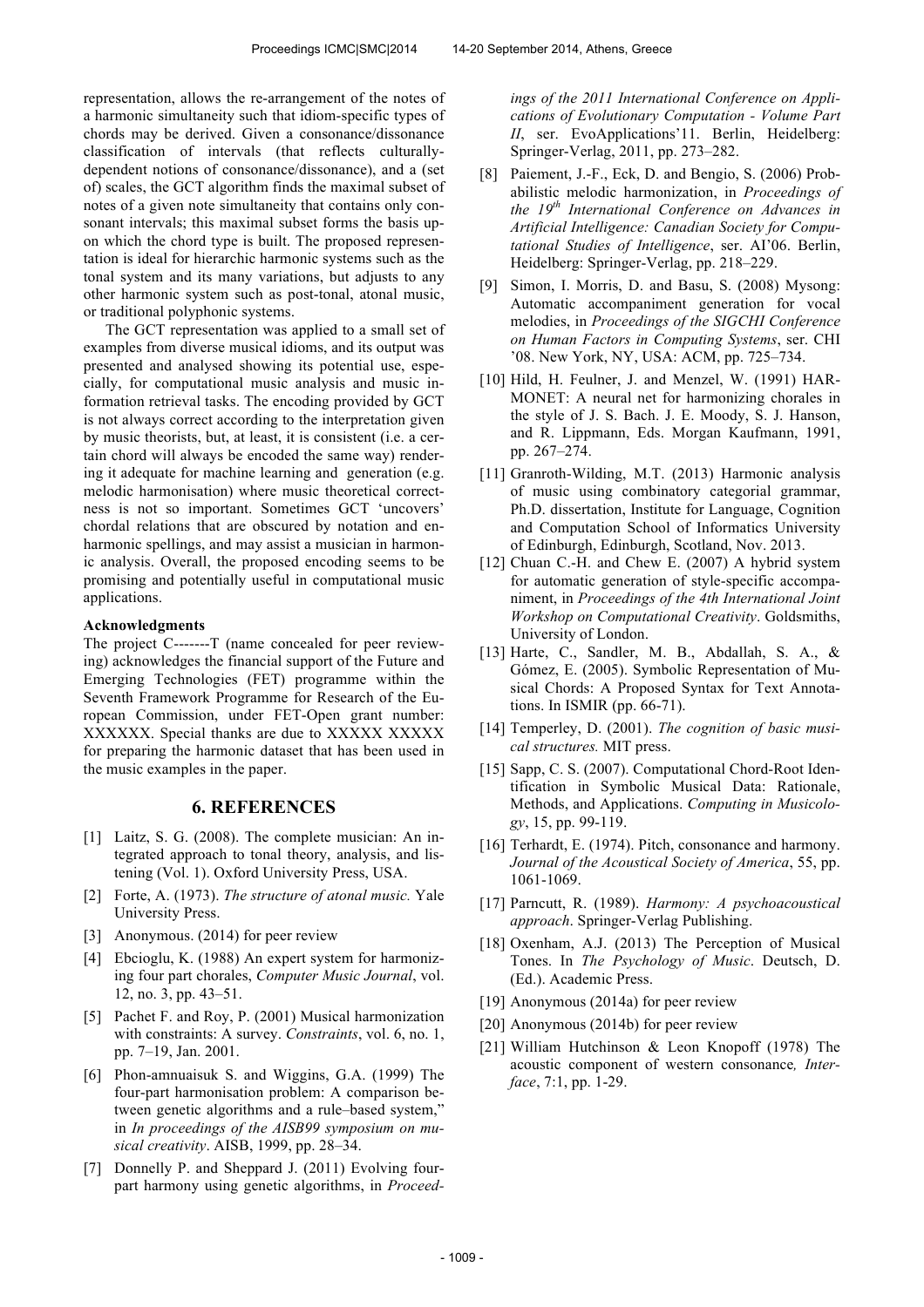representation, allows the re-arrangement of the notes of a harmonic simultaneity such that idiom-specific types of chords may be derived. Given a consonance/dissonance classification of intervals (that reflects culturally-dependent notions of consonance/dissonance), and a (set of) scales, the GCT algorithm finds the maximal subset of notes of a given note simultaneity that contains only consonant intervals; this maximal subset forms the basis upon which the chord type is built. The proposed representation is ideal for hierarchic harmonic systems such as the tonal system and its many variations, but adjusts to any other harmonic system such as post-tonal, atonal music, or traditional polyphonic systems.

The GCT representation was applied to a small set of examples from diverse musical idioms, and its output was presented and analysed showing its potential use, especially, for computational music analysis and music information retrieval tasks. The encoding provided by GCT is not always correct according to the interpretation given by music theorists, but, at least, it is consistent (i.e. a certain chord will always be encoded the same way) rendering it adequate for machine learning and generation (e.g. melodic harmonisation) where music theoretical correctness is not so important. Sometimes GCT 'uncovers' chordal relations that are obscured by notation and enharmonic spellings, and may assist a musician in harmonic analysis. Overall, the proposed encoding seems to be promising and potentially useful in computational music applications.

**Acknowledgments**

The project C-------T (name concealed for peer reviewing) acknowledges the financial support of the Future and Emerging Technologies (FET) programme within the Seventh Framework Programme for Research of the European Commission, under FET-Open grant number: XXXXXX. Special thanks are due to XXXXX XXXXX for preparing the harmonic dataset that has been used in the music examples in the paper.

## 6. REFERENCES

[1] Laitz, S. G. (2008). The complete musician: An integrated approach to tonal theory, analysis, and listening (Vol. 1). Oxford University Press, USA.

[2] Forte, A. (1973). *The structure of atonal music.* Yale University Press.

[3] Anonymous. (2014) for peer review

[4] Ebcioglu, K. (1988) An expert system for harmonizing four part chorales, *Computer Music Journal*, vol. 12, no. 3, pp. 43–51.

[5] Pachet F. and Roy, P. (2001) Musical harmonization with constraints: A survey. *Constraints*, vol. 6, no. 1, pp. 7–19, Jan. 2001.

[6] Phon-amnuaisuk S. and Wiggins, G.A. (1999) The four-part harmonisation problem: A comparison between genetic algorithms and a rule–based system," in *In proceedings of the AISB99 symposium on musical creativity*. AISB, 1999, pp. 28–34.

[7] Donnelly P. and Sheppard J. (2011) Evolving four-part harmony using genetic algorithms, in *Proceedings of the 2011 International Conference on Applications of Evolutionary Computation - Volume Part II*, ser. EvoApplications'11. Berlin, Heidelberg: Springer-Verlag, 2011, pp. 273–282.

[8] Paiement, J.-F., Eck, D. and Bengio, S. (2006) Probabilistic melodic harmonization, in *Proceedings of the 19th International Conference on Advances in Artificial Intelligence: Canadian Society for Computational Studies of Intelligence*, ser. AI'06. Berlin, Heidelberg: Springer-Verlag, pp. 218–229.

[9] Simon, I. Morris, D. and Basu, S. (2008) Mysong: Automatic accompaniment generation for vocal melodies, in *Proceedings of the SIGCHI Conference on Human Factors in Computing Systems*, ser. CHI '08. New York, NY, USA: ACM, pp. 725–734.

[10] Hild, H. Feulner, J. and Menzel, W. (1991) HARMONET: A neural net for harmonizing chorales in the style of J. S. Bach. J. E. Moody, S. J. Hanson, and R. Lippmann, Eds. Morgan Kaufmann, 1991, pp. 267–274.

[11] Granroth-Wilding, M.T. (2013) Harmonic analysis of music using combinatory categorial grammar, Ph.D. dissertation, Institute for Language, Cognition and Computation School of Informatics University of Edinburgh, Edinburgh, Scotland, Nov. 2013.

[12] Chuan C.-H. and Chew E. (2007) A hybrid system for automatic generation of style-specific accompaniment, in *Proceedings of the 4th International Joint Workshop on Computational Creativity*. Goldsmiths, University of London.

[13] Harte, C., Sandler, M. B., Abdallah, S. A., & Gómez, E. (2005). Symbolic Representation of Musical Chords: A Proposed Syntax for Text Annotations. In ISMIR (pp. 66-71).

[14] Temperley, D. (2001). *The cognition of basic musical structures.* MIT press.

[15] Sapp, C. S. (2007). Computational Chord-Root Identification in Symbolic Musical Data: Rationale, Methods, and Applications. *Computing in Musicology*, 15, pp. 99-119.

[16] Terhardt, E. (1974). Pitch, consonance and harmony. *Journal of the Acoustical Society of America*, 55, pp. 1061-1069.

[17] Parncutt, R. (1989). *Harmony: A psychoacoustical approach*. Springer-Verlag Publishing.

[18] Oxenham, A.J. (2013) The Perception of Musical Tones. In *The Psychology of Music*. Deutsch, D. (Ed.). Academic Press.

[19] Anonymous (2014a) for peer review

[20] Anonymous (2014b) for peer review

[21] William Hutchinson & Leon Knopoff (1978) The acoustic component of western consonance*, Interface*, 7:1, pp. 1-29.